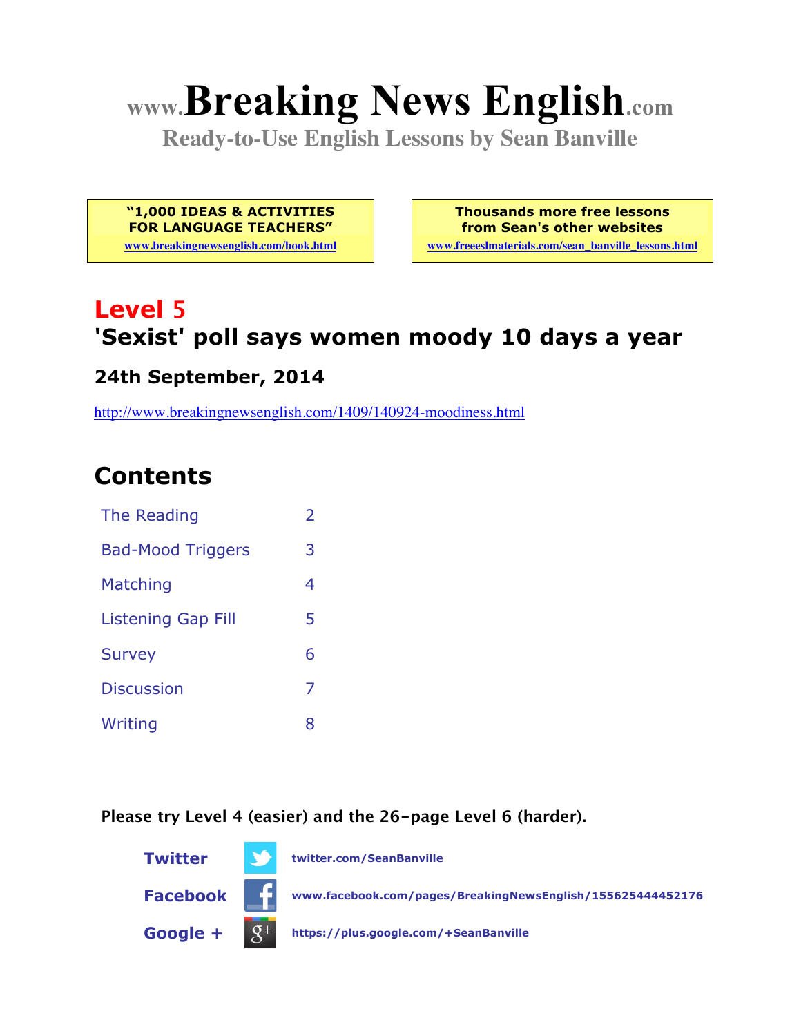# www.Breaking News English.com

**Ready-to-Use English Lessons by Sean Banville**

**"1,000 IDEAS & ACTIVITIES FOR LANGUAGE TEACHERS"**
www.breakingnewsenglish.com/book.html

**Thousands more free lessons from Sean's other websites**
www.freeeslmaterials.com/sean_banville_lessons.html

## Level 5

## 'Sexist' poll says women moody 10 days a year

### 24th September, 2014

http://www.breakingnewsenglish.com/1409/140924-moodiness.html

## Contents

| | |
|---|---|
| The Reading | 2 |
| Bad-Mood Triggers | 3 |
| Matching | 4 |
| Listening Gap Fill | 5 |
| Survey | 6 |
| Discussion | 7 |
| Writing | 8 |

**Please try Level 4 (easier) and the 26-page Level 6 (harder).**

**Twitter** twitter.com/SeanBanville

**Facebook** www.facebook.com/pages/BreakingNewsEnglish/155625444452176

**Google +** https://plus.google.com/+SeanBanville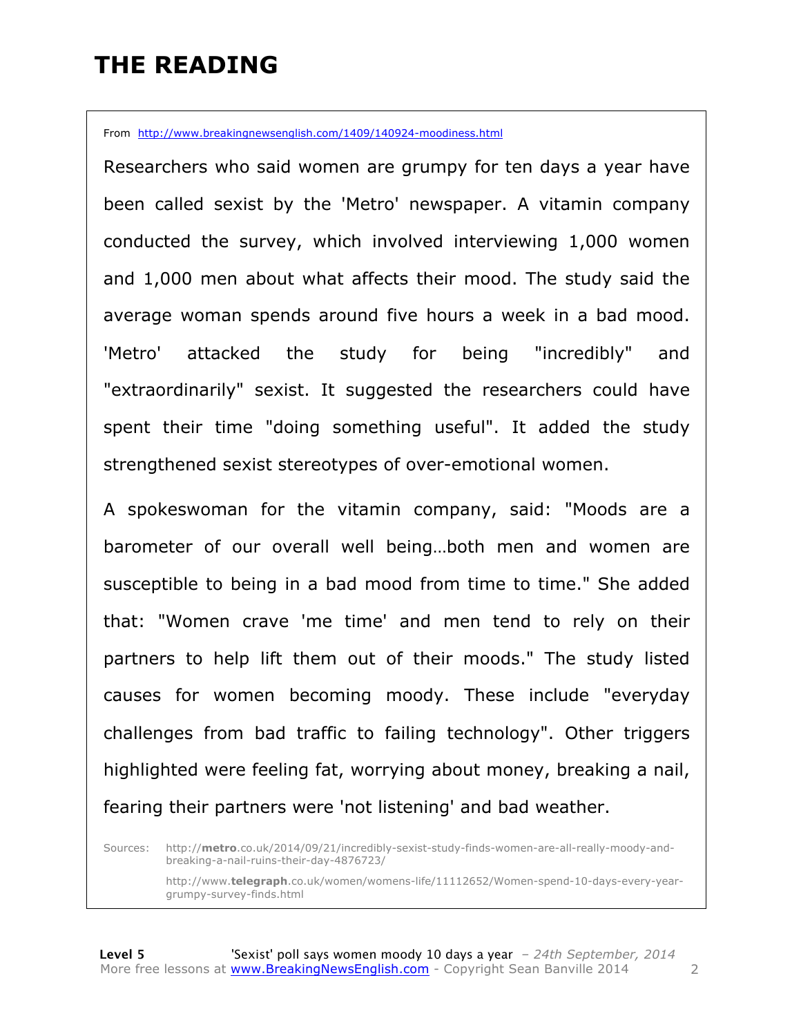# THE READING

From http://www.breakingnewsenglish.com/1409/140924-moodiness.html

Researchers who said women are grumpy for ten days a year have been called sexist by the 'Metro' newspaper. A vitamin company conducted the survey, which involved interviewing 1,000 women and 1,000 men about what affects their mood. The study said the average woman spends around five hours a week in a bad mood. 'Metro' attacked the study for being "incredibly" and "extraordinarily" sexist. It suggested the researchers could have spent their time "doing something useful". It added the study strengthened sexist stereotypes of over-emotional women.

A spokeswoman for the vitamin company, said: "Moods are a barometer of our overall well being…both men and women are susceptible to being in a bad mood from time to time." She added that: "Women crave 'me time' and men tend to rely on their partners to help lift them out of their moods." The study listed causes for women becoming moody. These include "everyday challenges from bad traffic to failing technology". Other triggers highlighted were feeling fat, worrying about money, breaking a nail, fearing their partners were 'not listening' and bad weather.

Sources: http://**metro**.co.uk/2014/09/21/incredibly-sexist-study-finds-women-are-all-really-moody-and-breaking-a-nail-ruins-their-day-4876723/

http://www.**telegraph**.co.uk/women/womens-life/11112652/Women-spend-10-days-every-year-grumpy-survey-finds.html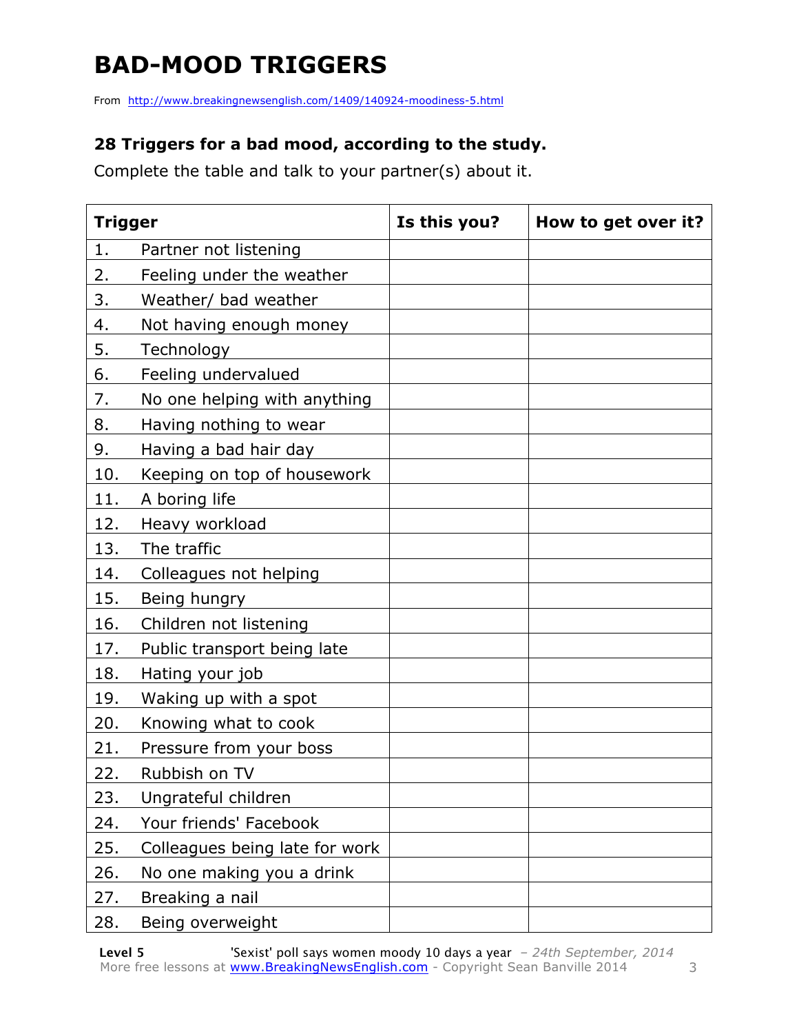# BAD-MOOD TRIGGERS

From http://www.breakingnewsenglish.com/1409/140924-moodiness-5.html

**28 Triggers for a bad mood, according to the study.**

Complete the table and talk to your partner(s) about it.

| Trigger | Is this you? | How to get over it? |
|---|---|---|
| 1. Partner not listening | | |
| 2. Feeling under the weather | | |
| 3. Weather/ bad weather | | |
| 4. Not having enough money | | |
| 5. Technology | | |
| 6. Feeling undervalued | | |
| 7. No one helping with anything | | |
| 8. Having nothing to wear | | |
| 9. Having a bad hair day | | |
| 10. Keeping on top of housework | | |
| 11. A boring life | | |
| 12. Heavy workload | | |
| 13. The traffic | | |
| 14. Colleagues not helping | | |
| 15. Being hungry | | |
| 16. Children not listening | | |
| 17. Public transport being late | | |
| 18. Hating your job | | |
| 19. Waking up with a spot | | |
| 20. Knowing what to cook | | |
| 21. Pressure from your boss | | |
| 22. Rubbish on TV | | |
| 23. Ungrateful children | | |
| 24. Your friends' Facebook | | |
| 25. Colleagues being late for work | | |
| 26. No one making you a drink | | |
| 27. Breaking a nail | | |
| 28. Being overweight | | |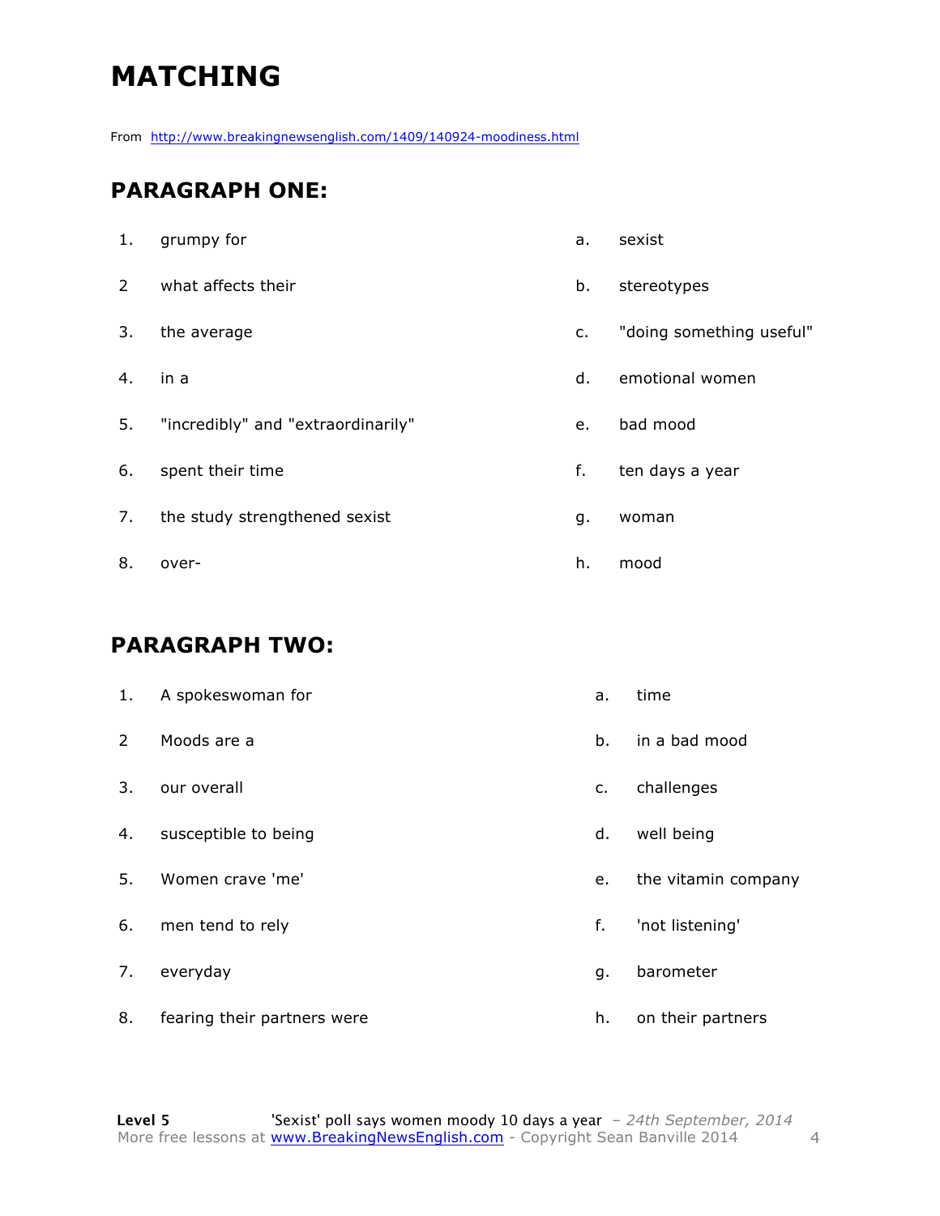# MATCHING

From http://www.breakingnewsenglish.com/1409/140924-moodiness.html

## PARAGRAPH ONE:

| | | | |
|---|---|---|---|
| 1. | grumpy for | a. | sexist |
| 2 | what affects their | b. | stereotypes |
| 3. | the average | c. | "doing something useful" |
| 4. | in a | d. | emotional women |
| 5. | "incredibly" and "extraordinarily" | e. | bad mood |
| 6. | spent their time | f. | ten days a year |
| 7. | the study strengthened sexist | g. | woman |
| 8. | over- | h. | mood |

## PARAGRAPH TWO:

| | | | |
|---|---|---|---|
| 1. | A spokeswoman for | a. | time |
| 2 | Moods are a | b. | in a bad mood |
| 3. | our overall | c. | challenges |
| 4. | susceptible to being | d. | well being |
| 5. | Women crave 'me' | e. | the vitamin company |
| 6. | men tend to rely | f. | 'not listening' |
| 7. | everyday | g. | barometer |
| 8. | fearing their partners were | h. | on their partners |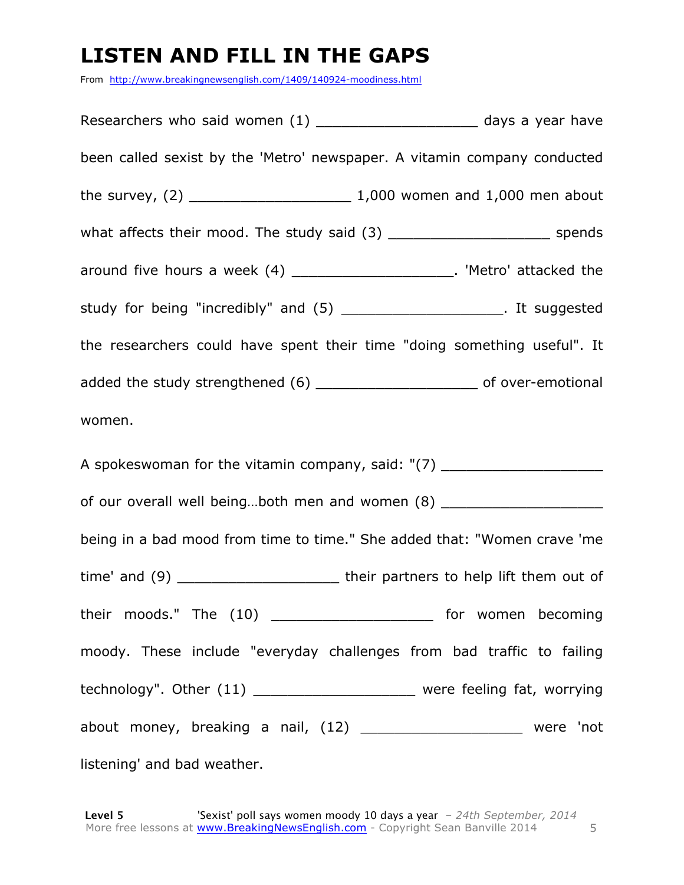# LISTEN AND FILL IN THE GAPS

From http://www.breakingnewsenglish.com/1409/140924-moodiness.html

Researchers who said women (1) ___________________ days a year have been called sexist by the 'Metro' newspaper. A vitamin company conducted the survey, (2) ___________________ 1,000 women and 1,000 men about what affects their mood. The study said (3) ___________________ spends around five hours a week (4) ___________________. 'Metro' attacked the study for being "incredibly" and (5) ___________________. It suggested the researchers could have spent their time "doing something useful". It added the study strengthened (6) ___________________ of over-emotional women.

A spokeswoman for the vitamin company, said: "(7) ___________________ of our overall well being…both men and women (8) ___________________ being in a bad mood from time to time." She added that: "Women crave 'me time' and (9) ___________________ their partners to help lift them out of their moods." The (10) ___________________ for women becoming moody. These include "everyday challenges from bad traffic to failing technology". Other (11) ___________________ were feeling fat, worrying about money, breaking a nail, (12) ___________________ were 'not listening' and bad weather.

**Level 5** 'Sexist' poll says women moody 10 days a year – *24th September, 2014*
More free lessons at www.BreakingNewsEnglish.com - Copyright Sean Banville 2014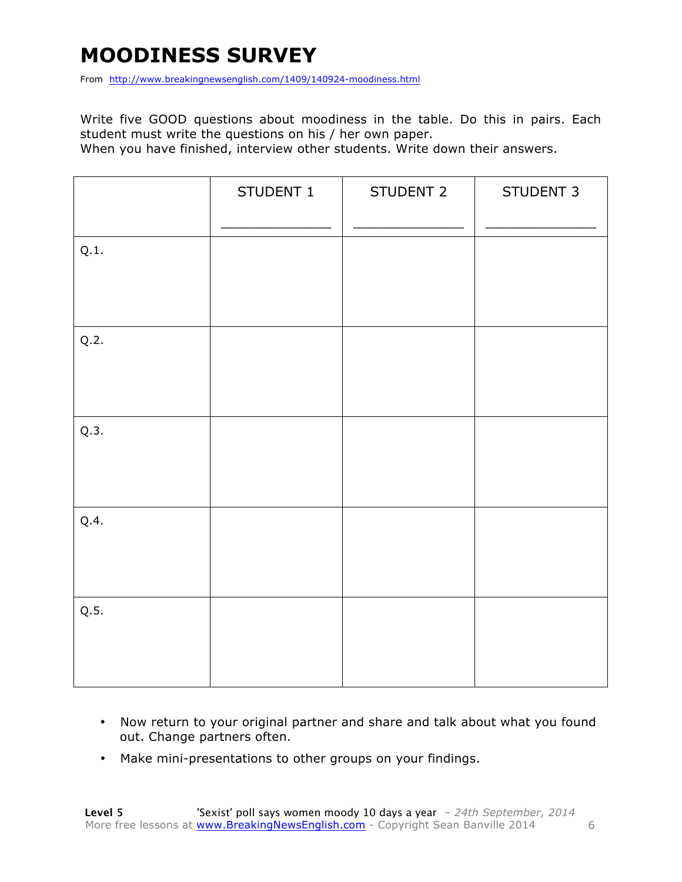# MOODINESS SURVEY

From http://www.breakingnewsenglish.com/1409/140924-moodiness.html

Write five GOOD questions about moodiness in the table. Do this in pairs. Each student must write the questions on his / her own paper.
When you have finished, interview other students. Write down their answers.

| | STUDENT 1<br>_______________ | STUDENT 2<br>_______________ | STUDENT 3<br>_______________ |
|---|---|---|---|
| Q.1. | | | |
| Q.2. | | | |
| Q.3. | | | |
| Q.4. | | | |
| Q.5. | | | |

- Now return to your original partner and share and talk about what you found out. Change partners often.
- Make mini-presentations to other groups on your findings.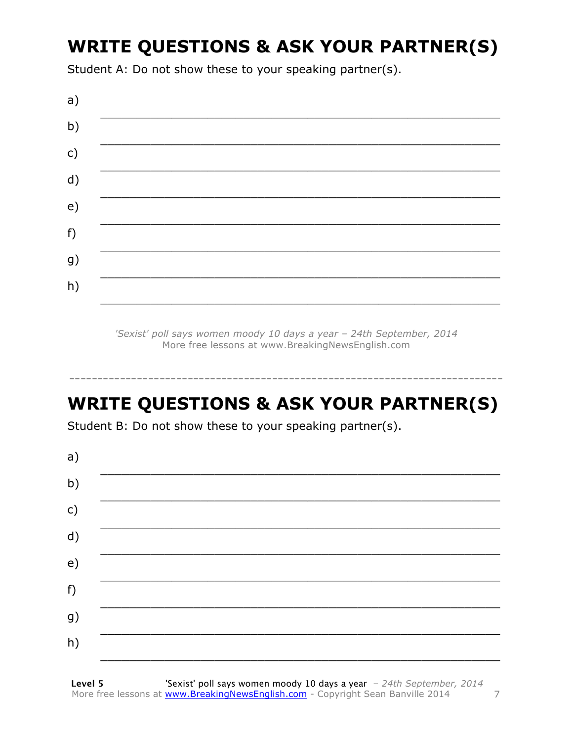## WRITE QUESTIONS & ASK YOUR PARTNER(S)

Student A: Do not show these to your speaking partner(s).

a) ___________________________________________________________

b) ___________________________________________________________

c) ___________________________________________________________

d) ___________________________________________________________

e) ___________________________________________________________

f) ___________________________________________________________

g) ___________________________________________________________

h) ___________________________________________________________

*'Sexist' poll says women moody 10 days a year – 24th September, 2014*
More free lessons at www.BreakingNewsEnglish.com

---

## WRITE QUESTIONS & ASK YOUR PARTNER(S)

Student B: Do not show these to your speaking partner(s).

a) ___________________________________________________________

b) ___________________________________________________________

c) ___________________________________________________________

d) ___________________________________________________________

e) ___________________________________________________________

f) ___________________________________________________________

g) ___________________________________________________________

h) ___________________________________________________________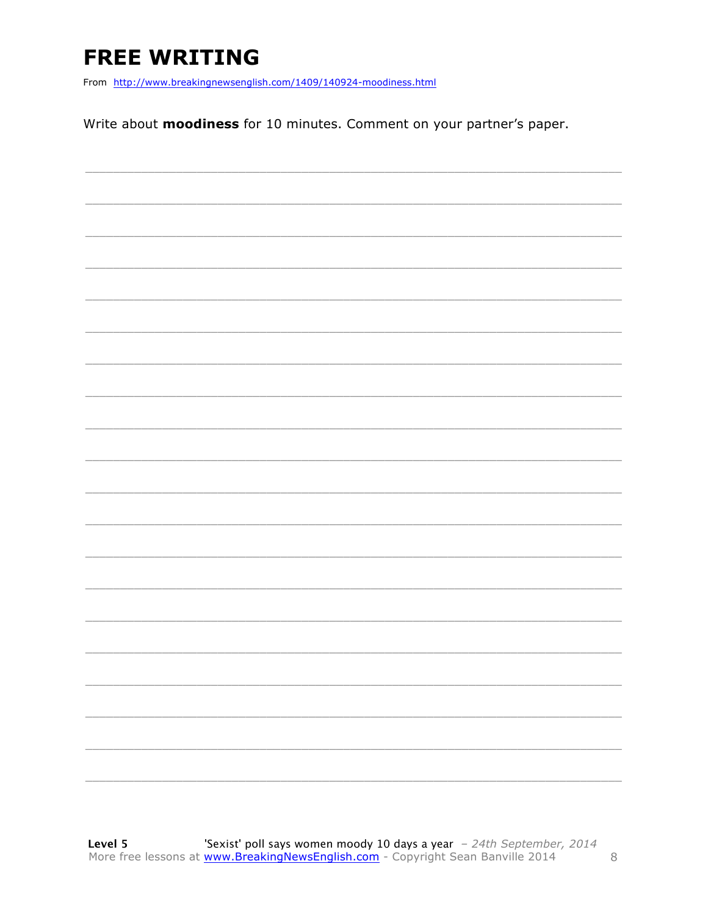# FREE WRITING

From http://www.breakingnewsenglish.com/1409/140924-moodiness.html

Write about **moodiness** for 10 minutes. Comment on your partner's paper.

___________________________________________________________________________

___________________________________________________________________________

___________________________________________________________________________

___________________________________________________________________________

___________________________________________________________________________

___________________________________________________________________________

___________________________________________________________________________

___________________________________________________________________________

___________________________________________________________________________

___________________________________________________________________________

___________________________________________________________________________

___________________________________________________________________________

___________________________________________________________________________

___________________________________________________________________________

___________________________________________________________________________

___________________________________________________________________________

___________________________________________________________________________

___________________________________________________________________________

___________________________________________________________________________

___________________________________________________________________________